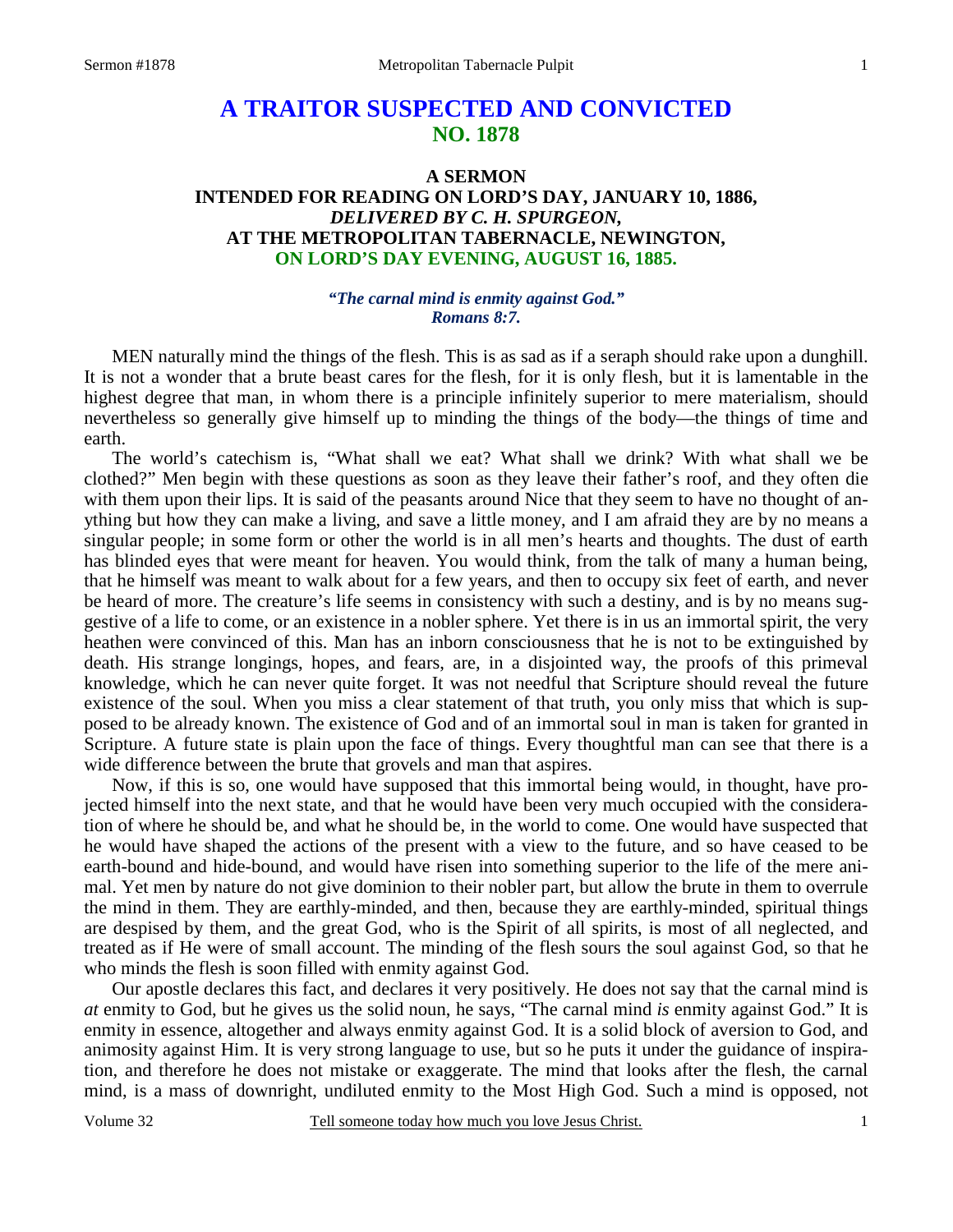# A TRAITOR SUSPECTED AND CONVICTED
## NO. 1878

### A SERMON
### INTENDED FOR READING ON LORD'S DAY, JANUARY 10, 1886,
### *DELIVERED BY C. H. SPURGEON,*
### AT THE METROPOLITAN TABERNACLE, NEWINGTON,
### ON LORD'S DAY EVENING, AUGUST 16, 1885.

***"The carnal mind is enmity against God."***
***Romans 8:7.***

MEN naturally mind the things of the flesh. This is as sad as if a seraph should rake upon a dunghill. It is not a wonder that a brute beast cares for the flesh, for it is only flesh, but it is lamentable in the highest degree that man, in whom there is a principle infinitely superior to mere materialism, should nevertheless so generally give himself up to minding the things of the body—the things of time and earth.

The world's catechism is, "What shall we eat? What shall we drink? With what shall we be clothed?" Men begin with these questions as soon as they leave their father's roof, and they often die with them upon their lips. It is said of the peasants around Nice that they seem to have no thought of anything but how they can make a living, and save a little money, and I am afraid they are by no means a singular people; in some form or other the world is in all men's hearts and thoughts. The dust of earth has blinded eyes that were meant for heaven. You would think, from the talk of many a human being, that he himself was meant to walk about for a few years, and then to occupy six feet of earth, and never be heard of more. The creature's life seems in consistency with such a destiny, and is by no means suggestive of a life to come, or an existence in a nobler sphere. Yet there is in us an immortal spirit, the very heathen were convinced of this. Man has an inborn consciousness that he is not to be extinguished by death. His strange longings, hopes, and fears, are, in a disjointed way, the proofs of this primeval knowledge, which he can never quite forget. It was not needful that Scripture should reveal the future existence of the soul. When you miss a clear statement of that truth, you only miss that which is supposed to be already known. The existence of God and of an immortal soul in man is taken for granted in Scripture. A future state is plain upon the face of things. Every thoughtful man can see that there is a wide difference between the brute that grovels and man that aspires.

Now, if this is so, one would have supposed that this immortal being would, in thought, have projected himself into the next state, and that he would have been very much occupied with the consideration of where he should be, and what he should be, in the world to come. One would have suspected that he would have shaped the actions of the present with a view to the future, and so have ceased to be earth-bound and hide-bound, and would have risen into something superior to the life of the mere animal. Yet men by nature do not give dominion to their nobler part, but allow the brute in them to overrule the mind in them. They are earthly-minded, and then, because they are earthly-minded, spiritual things are despised by them, and the great God, who is the Spirit of all spirits, is most of all neglected, and treated as if He were of small account. The minding of the flesh sours the soul against God, so that he who minds the flesh is soon filled with enmity against God.

Our apostle declares this fact, and declares it very positively. He does not say that the carnal mind is *at* enmity to God, but he gives us the solid noun, he says, "The carnal mind *is* enmity against God." It is enmity in essence, altogether and always enmity against God. It is a solid block of aversion to God, and animosity against Him. It is very strong language to use, but so he puts it under the guidance of inspiration, and therefore he does not mistake or exaggerate. The mind that looks after the flesh, the carnal mind, is a mass of downright, undiluted enmity to the Most High God. Such a mind is opposed, not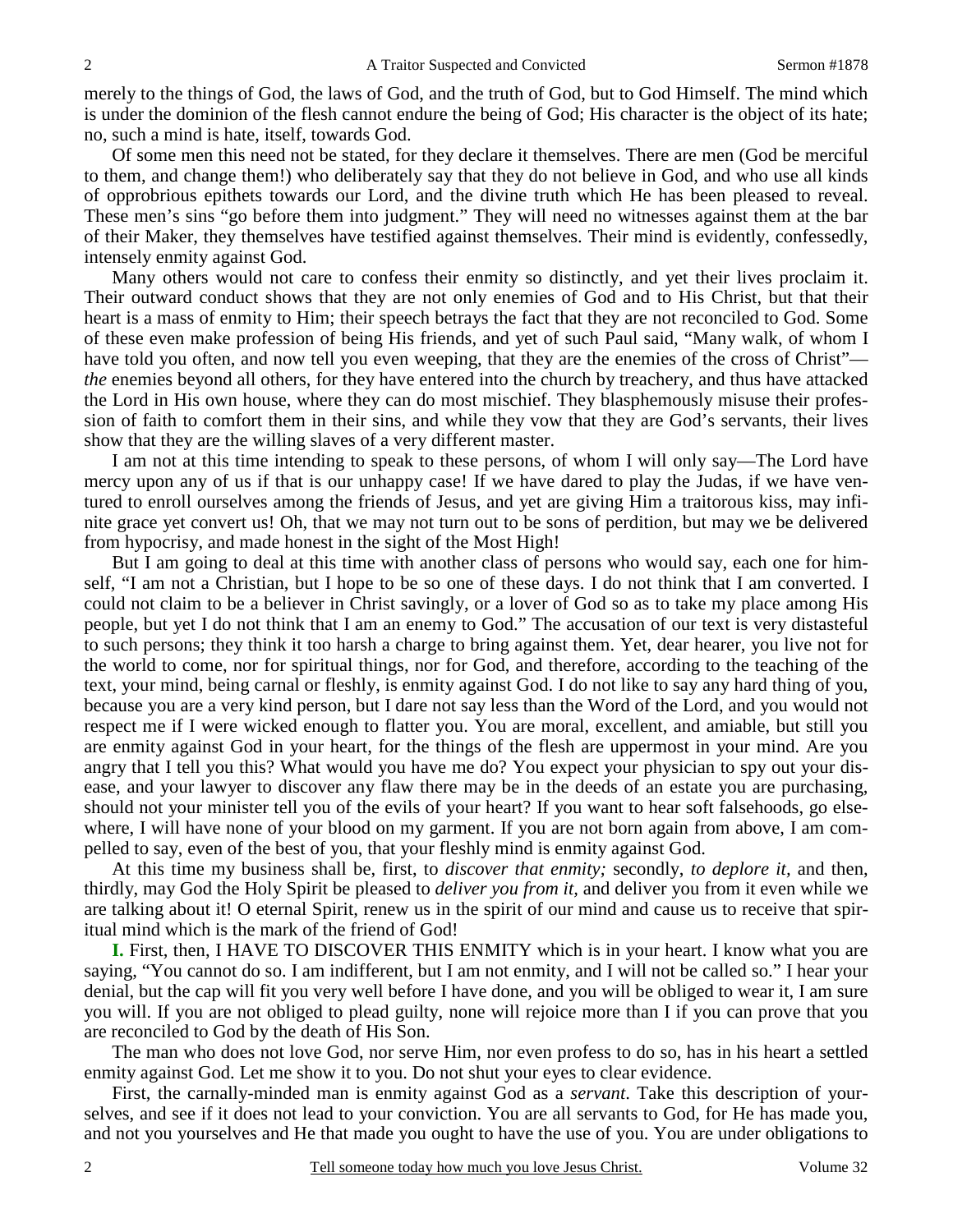merely to the things of God, the laws of God, and the truth of God, but to God Himself. The mind which is under the dominion of the flesh cannot endure the being of God; His character is the object of its hate; no, such a mind is hate, itself, towards God.

Of some men this need not be stated, for they declare it themselves. There are men (God be merciful to them, and change them!) who deliberately say that they do not believe in God, and who use all kinds of opprobrious epithets towards our Lord, and the divine truth which He has been pleased to reveal. These men's sins "go before them into judgment." They will need no witnesses against them at the bar of their Maker, they themselves have testified against themselves. Their mind is evidently, confessedly, intensely enmity against God.

Many others would not care to confess their enmity so distinctly, and yet their lives proclaim it. Their outward conduct shows that they are not only enemies of God and to His Christ, but that their heart is a mass of enmity to Him; their speech betrays the fact that they are not reconciled to God. Some of these even make profession of being His friends, and yet of such Paul said, "Many walk, of whom I have told you often, and now tell you even weeping, that they are the enemies of the cross of Christ"—*the* enemies beyond all others, for they have entered into the church by treachery, and thus have attacked the Lord in His own house, where they can do most mischief. They blasphemously misuse their profession of faith to comfort them in their sins, and while they vow that they are God's servants, their lives show that they are the willing slaves of a very different master.

I am not at this time intending to speak to these persons, of whom I will only say—The Lord have mercy upon any of us if that is our unhappy case! If we have dared to play the Judas, if we have ventured to enroll ourselves among the friends of Jesus, and yet are giving Him a traitorous kiss, may infinite grace yet convert us! Oh, that we may not turn out to be sons of perdition, but may we be delivered from hypocrisy, and made honest in the sight of the Most High!

But I am going to deal at this time with another class of persons who would say, each one for himself, "I am not a Christian, but I hope to be so one of these days. I do not think that I am converted. I could not claim to be a believer in Christ savingly, or a lover of God so as to take my place among His people, but yet I do not think that I am an enemy to God." The accusation of our text is very distasteful to such persons; they think it too harsh a charge to bring against them. Yet, dear hearer, you live not for the world to come, nor for spiritual things, nor for God, and therefore, according to the teaching of the text, your mind, being carnal or fleshly, is enmity against God. I do not like to say any hard thing of you, because you are a very kind person, but I dare not say less than the Word of the Lord, and you would not respect me if I were wicked enough to flatter you. You are moral, excellent, and amiable, but still you are enmity against God in your heart, for the things of the flesh are uppermost in your mind. Are you angry that I tell you this? What would you have me do? You expect your physician to spy out your disease, and your lawyer to discover any flaw there may be in the deeds of an estate you are purchasing, should not your minister tell you of the evils of your heart? If you want to hear soft falsehoods, go elsewhere, I will have none of your blood on my garment. If you are not born again from above, I am compelled to say, even of the best of you, that your fleshly mind is enmity against God.

At this time my business shall be, first, to *discover that enmity;* secondly, *to deplore it,* and then, thirdly, may God the Holy Spirit be pleased to *deliver you from it,* and deliver you from it even while we are talking about it! O eternal Spirit, renew us in the spirit of our mind and cause us to receive that spiritual mind which is the mark of the friend of God!

**I.** First, then, I HAVE TO DISCOVER THIS ENMITY which is in your heart. I know what you are saying, "You cannot do so. I am indifferent, but I am not enmity, and I will not be called so." I hear your denial, but the cap will fit you very well before I have done, and you will be obliged to wear it, I am sure you will. If you are not obliged to plead guilty, none will rejoice more than I if you can prove that you are reconciled to God by the death of His Son.

The man who does not love God, nor serve Him, nor even profess to do so, has in his heart a settled enmity against God. Let me show it to you. Do not shut your eyes to clear evidence.

First, the carnally-minded man is enmity against God as a *servant*. Take this description of yourselves, and see if it does not lead to your conviction. You are all servants to God, for He has made you, and not you yourselves and He that made you ought to have the use of you. You are under obligations to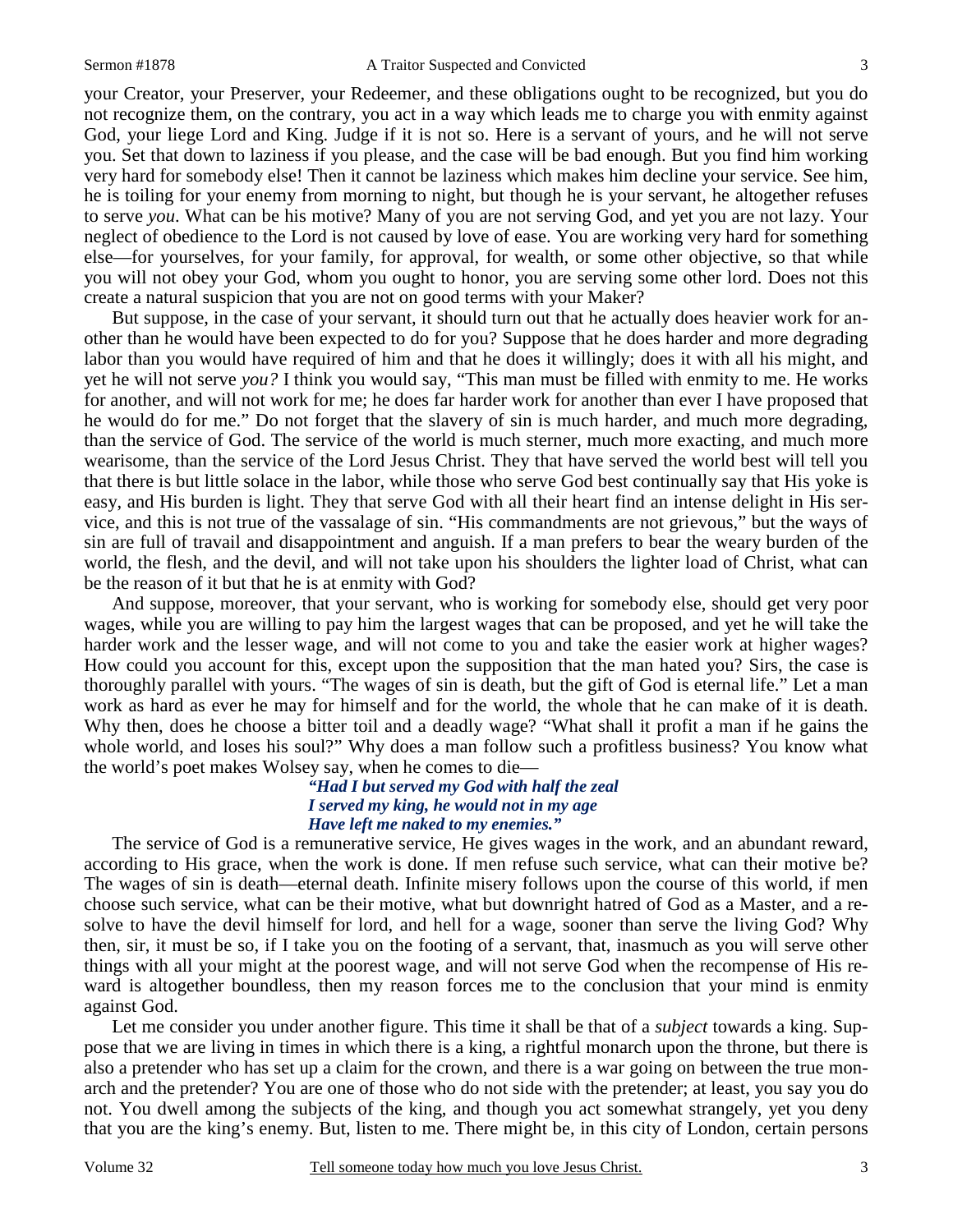your Creator, your Preserver, your Redeemer, and these obligations ought to be recognized, but you do not recognize them, on the contrary, you act in a way which leads me to charge you with enmity against God, your liege Lord and King. Judge if it is not so. Here is a servant of yours, and he will not serve you. Set that down to laziness if you please, and the case will be bad enough. But you find him working very hard for somebody else! Then it cannot be laziness which makes him decline your service. See him, he is toiling for your enemy from morning to night, but though he is your servant, he altogether refuses to serve *you*. What can be his motive? Many of you are not serving God, and yet you are not lazy. Your neglect of obedience to the Lord is not caused by love of ease. You are working very hard for something else—for yourselves, for your family, for approval, for wealth, or some other objective, so that while you will not obey your God, whom you ought to honor, you are serving some other lord. Does not this create a natural suspicion that you are not on good terms with your Maker?

But suppose, in the case of your servant, it should turn out that he actually does heavier work for another than he would have been expected to do for you? Suppose that he does harder and more degrading labor than you would have required of him and that he does it willingly; does it with all his might, and yet he will not serve *you?* I think you would say, "This man must be filled with enmity to me. He works for another, and will not work for me; he does far harder work for another than ever I have proposed that he would do for me." Do not forget that the slavery of sin is much harder, and much more degrading, than the service of God. The service of the world is much sterner, much more exacting, and much more wearisome, than the service of the Lord Jesus Christ. They that have served the world best will tell you that there is but little solace in the labor, while those who serve God best continually say that His yoke is easy, and His burden is light. They that serve God with all their heart find an intense delight in His service, and this is not true of the vassalage of sin. "His commandments are not grievous," but the ways of sin are full of travail and disappointment and anguish. If a man prefers to bear the weary burden of the world, the flesh, and the devil, and will not take upon his shoulders the lighter load of Christ, what can be the reason of it but that he is at enmity with God?

And suppose, moreover, that your servant, who is working for somebody else, should get very poor wages, while you are willing to pay him the largest wages that can be proposed, and yet he will take the harder work and the lesser wage, and will not come to you and take the easier work at higher wages? How could you account for this, except upon the supposition that the man hated you? Sirs, the case is thoroughly parallel with yours. "The wages of sin is death, but the gift of God is eternal life." Let a man work as hard as ever he may for himself and for the world, the whole that he can make of it is death. Why then, does he choose a bitter toil and a deadly wage? "What shall it profit a man if he gains the whole world, and loses his soul?" Why does a man follow such a profitless business? You know what the world's poet makes Wolsey say, when he comes to die—

> *"Had I but served my God with half the zeal*
> *I served my king, he would not in my age*
> *Have left me naked to my enemies."*

The service of God is a remunerative service, He gives wages in the work, and an abundant reward, according to His grace, when the work is done. If men refuse such service, what can their motive be? The wages of sin is death—eternal death. Infinite misery follows upon the course of this world, if men choose such service, what can be their motive, what but downright hatred of God as a Master, and a resolve to have the devil himself for lord, and hell for a wage, sooner than serve the living God? Why then, sir, it must be so, if I take you on the footing of a servant, that, inasmuch as you will serve other things with all your might at the poorest wage, and will not serve God when the recompense of His reward is altogether boundless, then my reason forces me to the conclusion that your mind is enmity against God.

Let me consider you under another figure. This time it shall be that of a *subject* towards a king. Suppose that we are living in times in which there is a king, a rightful monarch upon the throne, but there is also a pretender who has set up a claim for the crown, and there is a war going on between the true monarch and the pretender? You are one of those who do not side with the pretender; at least, you say you do not. You dwell among the subjects of the king, and though you act somewhat strangely, yet you deny that you are the king's enemy. But, listen to me. There might be, in this city of London, certain persons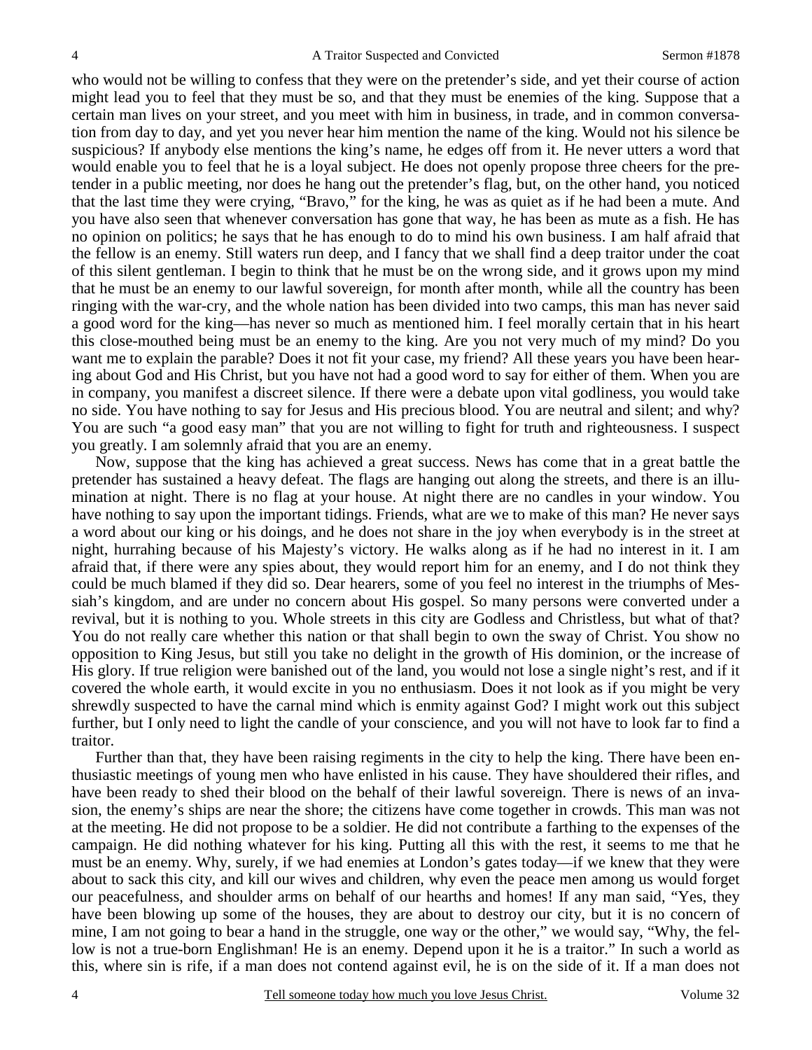who would not be willing to confess that they were on the pretender's side, and yet their course of action might lead you to feel that they must be so, and that they must be enemies of the king. Suppose that a certain man lives on your street, and you meet with him in business, in trade, and in common conversation from day to day, and yet you never hear him mention the name of the king. Would not his silence be suspicious? If anybody else mentions the king's name, he edges off from it. He never utters a word that would enable you to feel that he is a loyal subject. He does not openly propose three cheers for the pretender in a public meeting, nor does he hang out the pretender's flag, but, on the other hand, you noticed that the last time they were crying, "Bravo," for the king, he was as quiet as if he had been a mute. And you have also seen that whenever conversation has gone that way, he has been as mute as a fish. He has no opinion on politics; he says that he has enough to do to mind his own business. I am half afraid that the fellow is an enemy. Still waters run deep, and I fancy that we shall find a deep traitor under the coat of this silent gentleman. I begin to think that he must be on the wrong side, and it grows upon my mind that he must be an enemy to our lawful sovereign, for month after month, while all the country has been ringing with the war-cry, and the whole nation has been divided into two camps, this man has never said a good word for the king—has never so much as mentioned him. I feel morally certain that in his heart this close-mouthed being must be an enemy to the king. Are you not very much of my mind? Do you want me to explain the parable? Does it not fit your case, my friend? All these years you have been hearing about God and His Christ, but you have not had a good word to say for either of them. When you are in company, you manifest a discreet silence. If there were a debate upon vital godliness, you would take no side. You have nothing to say for Jesus and His precious blood. You are neutral and silent; and why? You are such "a good easy man" that you are not willing to fight for truth and righteousness. I suspect you greatly. I am solemnly afraid that you are an enemy.

Now, suppose that the king has achieved a great success. News has come that in a great battle the pretender has sustained a heavy defeat. The flags are hanging out along the streets, and there is an illumination at night. There is no flag at your house. At night there are no candles in your window. You have nothing to say upon the important tidings. Friends, what are we to make of this man? He never says a word about our king or his doings, and he does not share in the joy when everybody is in the street at night, hurrahing because of his Majesty's victory. He walks along as if he had no interest in it. I am afraid that, if there were any spies about, they would report him for an enemy, and I do not think they could be much blamed if they did so. Dear hearers, some of you feel no interest in the triumphs of Messiah's kingdom, and are under no concern about His gospel. So many persons were converted under a revival, but it is nothing to you. Whole streets in this city are Godless and Christless, but what of that? You do not really care whether this nation or that shall begin to own the sway of Christ. You show no opposition to King Jesus, but still you take no delight in the growth of His dominion, or the increase of His glory. If true religion were banished out of the land, you would not lose a single night's rest, and if it covered the whole earth, it would excite in you no enthusiasm. Does it not look as if you might be very shrewdly suspected to have the carnal mind which is enmity against God? I might work out this subject further, but I only need to light the candle of your conscience, and you will not have to look far to find a traitor.

Further than that, they have been raising regiments in the city to help the king. There have been enthusiastic meetings of young men who have enlisted in his cause. They have shouldered their rifles, and have been ready to shed their blood on the behalf of their lawful sovereign. There is news of an invasion, the enemy's ships are near the shore; the citizens have come together in crowds. This man was not at the meeting. He did not propose to be a soldier. He did not contribute a farthing to the expenses of the campaign. He did nothing whatever for his king. Putting all this with the rest, it seems to me that he must be an enemy. Why, surely, if we had enemies at London's gates today—if we knew that they were about to sack this city, and kill our wives and children, why even the peace men among us would forget our peacefulness, and shoulder arms on behalf of our hearths and homes! If any man said, "Yes, they have been blowing up some of the houses, they are about to destroy our city, but it is no concern of mine, I am not going to bear a hand in the struggle, one way or the other," we would say, "Why, the fellow is not a true-born Englishman! He is an enemy. Depend upon it he is a traitor." In such a world as this, where sin is rife, if a man does not contend against evil, he is on the side of it. If a man does not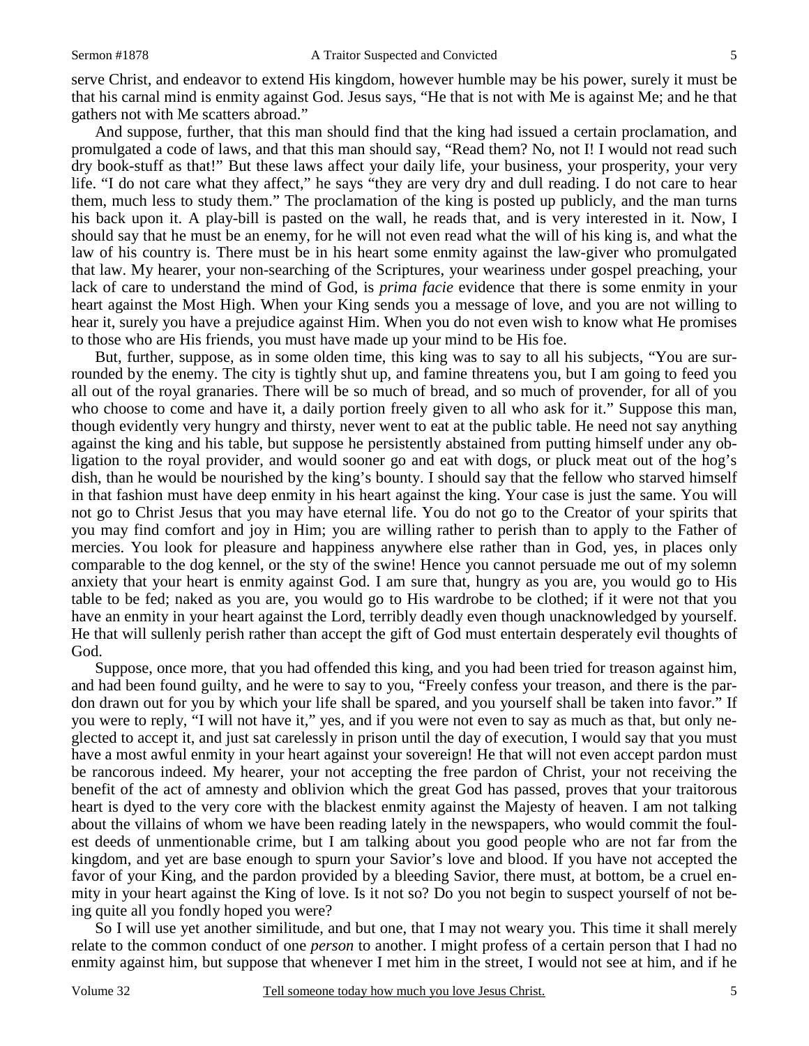serve Christ, and endeavor to extend His kingdom, however humble may be his power, surely it must be that his carnal mind is enmity against God. Jesus says, "He that is not with Me is against Me; and he that gathers not with Me scatters abroad."

And suppose, further, that this man should find that the king had issued a certain proclamation, and promulgated a code of laws, and that this man should say, "Read them? No, not I! I would not read such dry book-stuff as that!" But these laws affect your daily life, your business, your prosperity, your very life. "I do not care what they affect," he says "they are very dry and dull reading. I do not care to hear them, much less to study them." The proclamation of the king is posted up publicly, and the man turns his back upon it. A play-bill is pasted on the wall, he reads that, and is very interested in it. Now, I should say that he must be an enemy, for he will not even read what the will of his king is, and what the law of his country is. There must be in his heart some enmity against the law-giver who promulgated that law. My hearer, your non-searching of the Scriptures, your weariness under gospel preaching, your lack of care to understand the mind of God, is *prima facie* evidence that there is some enmity in your heart against the Most High. When your King sends you a message of love, and you are not willing to hear it, surely you have a prejudice against Him. When you do not even wish to know what He promises to those who are His friends, you must have made up your mind to be His foe.

But, further, suppose, as in some olden time, this king was to say to all his subjects, "You are surrounded by the enemy. The city is tightly shut up, and famine threatens you, but I am going to feed you all out of the royal granaries. There will be so much of bread, and so much of provender, for all of you who choose to come and have it, a daily portion freely given to all who ask for it." Suppose this man, though evidently very hungry and thirsty, never went to eat at the public table. He need not say anything against the king and his table, but suppose he persistently abstained from putting himself under any obligation to the royal provider, and would sooner go and eat with dogs, or pluck meat out of the hog's dish, than he would be nourished by the king's bounty. I should say that the fellow who starved himself in that fashion must have deep enmity in his heart against the king. Your case is just the same. You will not go to Christ Jesus that you may have eternal life. You do not go to the Creator of your spirits that you may find comfort and joy in Him; you are willing rather to perish than to apply to the Father of mercies. You look for pleasure and happiness anywhere else rather than in God, yes, in places only comparable to the dog kennel, or the sty of the swine! Hence you cannot persuade me out of my solemn anxiety that your heart is enmity against God. I am sure that, hungry as you are, you would go to His table to be fed; naked as you are, you would go to His wardrobe to be clothed; if it were not that you have an enmity in your heart against the Lord, terribly deadly even though unacknowledged by yourself. He that will sullenly perish rather than accept the gift of God must entertain desperately evil thoughts of God.

Suppose, once more, that you had offended this king, and you had been tried for treason against him, and had been found guilty, and he were to say to you, "Freely confess your treason, and there is the pardon drawn out for you by which your life shall be spared, and you yourself shall be taken into favor." If you were to reply, "I will not have it," yes, and if you were not even to say as much as that, but only neglected to accept it, and just sat carelessly in prison until the day of execution, I would say that you must have a most awful enmity in your heart against your sovereign! He that will not even accept pardon must be rancorous indeed. My hearer, your not accepting the free pardon of Christ, your not receiving the benefit of the act of amnesty and oblivion which the great God has passed, proves that your traitorous heart is dyed to the very core with the blackest enmity against the Majesty of heaven. I am not talking about the villains of whom we have been reading lately in the newspapers, who would commit the foulest deeds of unmentionable crime, but I am talking about you good people who are not far from the kingdom, and yet are base enough to spurn your Savior's love and blood. If you have not accepted the favor of your King, and the pardon provided by a bleeding Savior, there must, at bottom, be a cruel enmity in your heart against the King of love. Is it not so? Do you not begin to suspect yourself of not being quite all you fondly hoped you were?

So I will use yet another similitude, and but one, that I may not weary you. This time it shall merely relate to the common conduct of one *person* to another. I might profess of a certain person that I had no enmity against him, but suppose that whenever I met him in the street, I would not see at him, and if he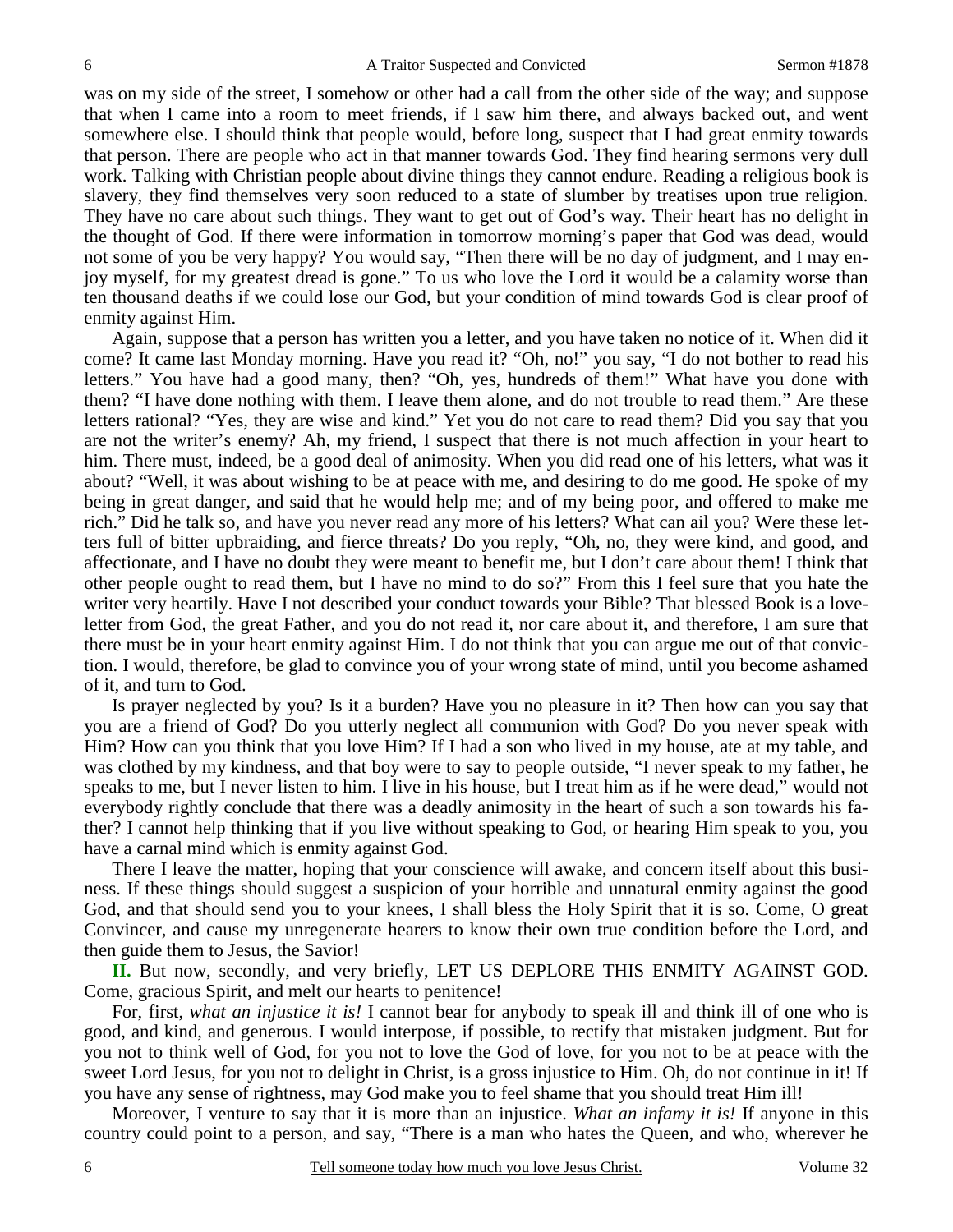was on my side of the street, I somehow or other had a call from the other side of the way; and suppose that when I came into a room to meet friends, if I saw him there, and always backed out, and went somewhere else. I should think that people would, before long, suspect that I had great enmity towards that person. There are people who act in that manner towards God. They find hearing sermons very dull work. Talking with Christian people about divine things they cannot endure. Reading a religious book is slavery, they find themselves very soon reduced to a state of slumber by treatises upon true religion. They have no care about such things. They want to get out of God's way. Their heart has no delight in the thought of God. If there were information in tomorrow morning's paper that God was dead, would not some of you be very happy? You would say, "Then there will be no day of judgment, and I may enjoy myself, for my greatest dread is gone." To us who love the Lord it would be a calamity worse than ten thousand deaths if we could lose our God, but your condition of mind towards God is clear proof of enmity against Him.

Again, suppose that a person has written you a letter, and you have taken no notice of it. When did it come? It came last Monday morning. Have you read it? "Oh, no!" you say, "I do not bother to read his letters." You have had a good many, then? "Oh, yes, hundreds of them!" What have you done with them? "I have done nothing with them. I leave them alone, and do not trouble to read them." Are these letters rational? "Yes, they are wise and kind." Yet you do not care to read them? Did you say that you are not the writer's enemy? Ah, my friend, I suspect that there is not much affection in your heart to him. There must, indeed, be a good deal of animosity. When you did read one of his letters, what was it about? "Well, it was about wishing to be at peace with me, and desiring to do me good. He spoke of my being in great danger, and said that he would help me; and of my being poor, and offered to make me rich." Did he talk so, and have you never read any more of his letters? What can ail you? Were these letters full of bitter upbraiding, and fierce threats? Do you reply, "Oh, no, they were kind, and good, and affectionate, and I have no doubt they were meant to benefit me, but I don't care about them! I think that other people ought to read them, but I have no mind to do so?" From this I feel sure that you hate the writer very heartily. Have I not described your conduct towards your Bible? That blessed Book is a love-letter from God, the great Father, and you do not read it, nor care about it, and therefore, I am sure that there must be in your heart enmity against Him. I do not think that you can argue me out of that conviction. I would, therefore, be glad to convince you of your wrong state of mind, until you become ashamed of it, and turn to God.

Is prayer neglected by you? Is it a burden? Have you no pleasure in it? Then how can you say that you are a friend of God? Do you utterly neglect all communion with God? Do you never speak with Him? How can you think that you love Him? If I had a son who lived in my house, ate at my table, and was clothed by my kindness, and that boy were to say to people outside, "I never speak to my father, he speaks to me, but I never listen to him. I live in his house, but I treat him as if he were dead," would not everybody rightly conclude that there was a deadly animosity in the heart of such a son towards his father? I cannot help thinking that if you live without speaking to God, or hearing Him speak to you, you have a carnal mind which is enmity against God.

There I leave the matter, hoping that your conscience will awake, and concern itself about this business. If these things should suggest a suspicion of your horrible and unnatural enmity against the good God, and that should send you to your knees, I shall bless the Holy Spirit that it is so. Come, O great Convincer, and cause my unregenerate hearers to know their own true condition before the Lord, and then guide them to Jesus, the Savior!

**II.** But now, secondly, and very briefly, LET US DEPLORE THIS ENMITY AGAINST GOD. Come, gracious Spirit, and melt our hearts to penitence!

For, first, *what an injustice it is!* I cannot bear for anybody to speak ill and think ill of one who is good, and kind, and generous. I would interpose, if possible, to rectify that mistaken judgment. But for you not to think well of God, for you not to love the God of love, for you not to be at peace with the sweet Lord Jesus, for you not to delight in Christ, is a gross injustice to Him. Oh, do not continue in it! If you have any sense of rightness, may God make you to feel shame that you should treat Him ill!

Moreover, I venture to say that it is more than an injustice. *What an infamy it is!* If anyone in this country could point to a person, and say, "There is a man who hates the Queen, and who, wherever he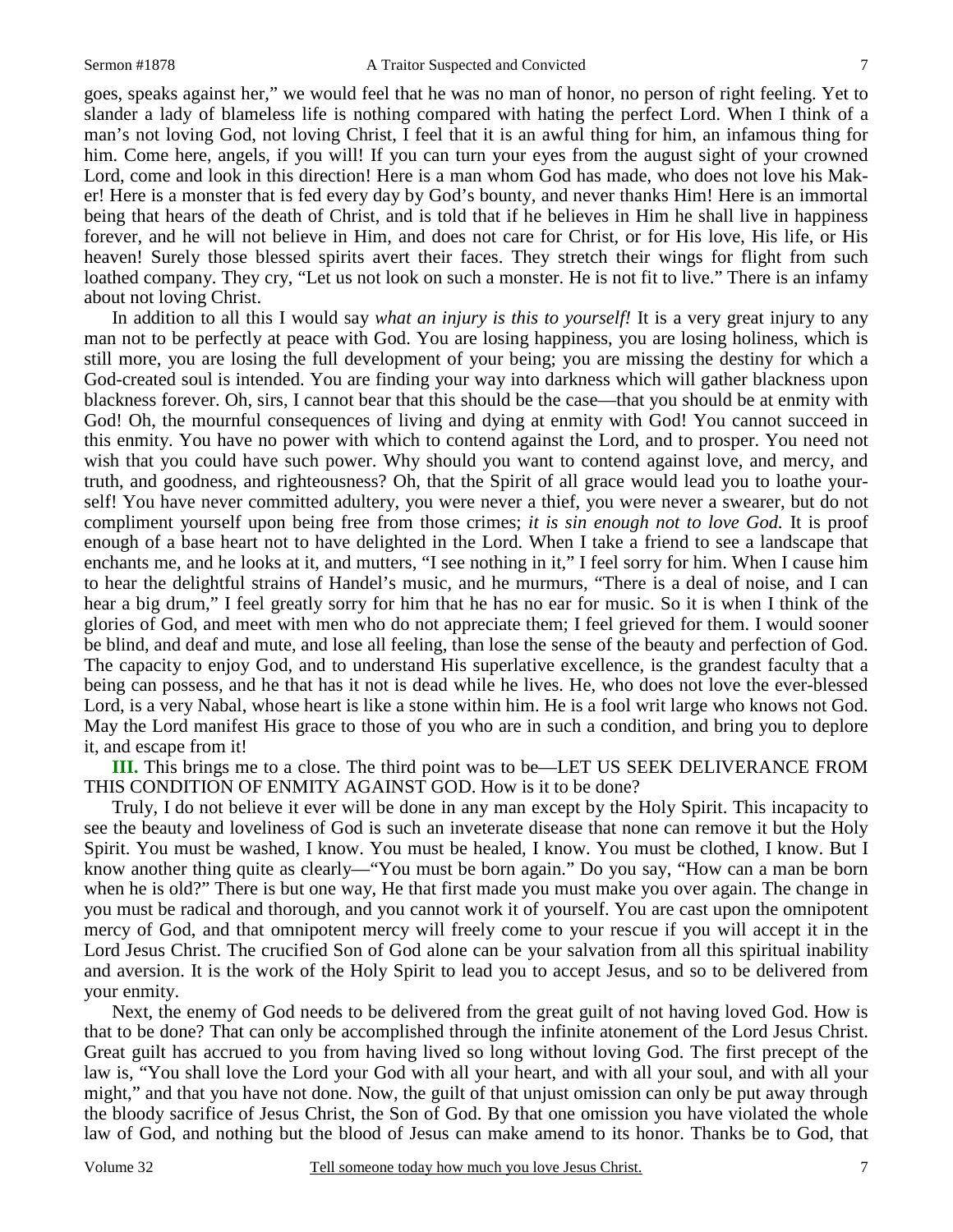goes, speaks against her," we would feel that he was no man of honor, no person of right feeling. Yet to slander a lady of blameless life is nothing compared with hating the perfect Lord. When I think of a man's not loving God, not loving Christ, I feel that it is an awful thing for him, an infamous thing for him. Come here, angels, if you will! If you can turn your eyes from the august sight of your crowned Lord, come and look in this direction! Here is a man whom God has made, who does not love his Maker! Here is a monster that is fed every day by God's bounty, and never thanks Him! Here is an immortal being that hears of the death of Christ, and is told that if he believes in Him he shall live in happiness forever, and he will not believe in Him, and does not care for Christ, or for His love, His life, or His heaven! Surely those blessed spirits avert their faces. They stretch their wings for flight from such loathed company. They cry, "Let us not look on such a monster. He is not fit to live." There is an infamy about not loving Christ.

In addition to all this I would say *what an injury is this to yourself!* It is a very great injury to any man not to be perfectly at peace with God. You are losing happiness, you are losing holiness, which is still more, you are losing the full development of your being; you are missing the destiny for which a God-created soul is intended. You are finding your way into darkness which will gather blackness upon blackness forever. Oh, sirs, I cannot bear that this should be the case—that you should be at enmity with God! Oh, the mournful consequences of living and dying at enmity with God! You cannot succeed in this enmity. You have no power with which to contend against the Lord, and to prosper. You need not wish that you could have such power. Why should you want to contend against love, and mercy, and truth, and goodness, and righteousness? Oh, that the Spirit of all grace would lead you to loathe yourself! You have never committed adultery, you were never a thief, you were never a swearer, but do not compliment yourself upon being free from those crimes; *it is sin enough not to love God.* It is proof enough of a base heart not to have delighted in the Lord. When I take a friend to see a landscape that enchants me, and he looks at it, and mutters, "I see nothing in it," I feel sorry for him. When I cause him to hear the delightful strains of Handel's music, and he murmurs, "There is a deal of noise, and I can hear a big drum," I feel greatly sorry for him that he has no ear for music. So it is when I think of the glories of God, and meet with men who do not appreciate them; I feel grieved for them. I would sooner be blind, and deaf and mute, and lose all feeling, than lose the sense of the beauty and perfection of God. The capacity to enjoy God, and to understand His superlative excellence, is the grandest faculty that a being can possess, and he that has it not is dead while he lives. He, who does not love the ever-blessed Lord, is a very Nabal, whose heart is like a stone within him. He is a fool writ large who knows not God. May the Lord manifest His grace to those of you who are in such a condition, and bring you to deplore it, and escape from it!

**III.** This brings me to a close. The third point was to be—LET US SEEK DELIVERANCE FROM THIS CONDITION OF ENMITY AGAINST GOD. How is it to be done?

Truly, I do not believe it ever will be done in any man except by the Holy Spirit. This incapacity to see the beauty and loveliness of God is such an inveterate disease that none can remove it but the Holy Spirit. You must be washed, I know. You must be healed, I know. You must be clothed, I know. But I know another thing quite as clearly—"You must be born again." Do you say, "How can a man be born when he is old?" There is but one way, He that first made you must make you over again. The change in you must be radical and thorough, and you cannot work it of yourself. You are cast upon the omnipotent mercy of God, and that omnipotent mercy will freely come to your rescue if you will accept it in the Lord Jesus Christ. The crucified Son of God alone can be your salvation from all this spiritual inability and aversion. It is the work of the Holy Spirit to lead you to accept Jesus, and so to be delivered from your enmity.

Next, the enemy of God needs to be delivered from the great guilt of not having loved God. How is that to be done? That can only be accomplished through the infinite atonement of the Lord Jesus Christ. Great guilt has accrued to you from having lived so long without loving God. The first precept of the law is, "You shall love the Lord your God with all your heart, and with all your soul, and with all your might," and that you have not done. Now, the guilt of that unjust omission can only be put away through the bloody sacrifice of Jesus Christ, the Son of God. By that one omission you have violated the whole law of God, and nothing but the blood of Jesus can make amend to its honor. Thanks be to God, that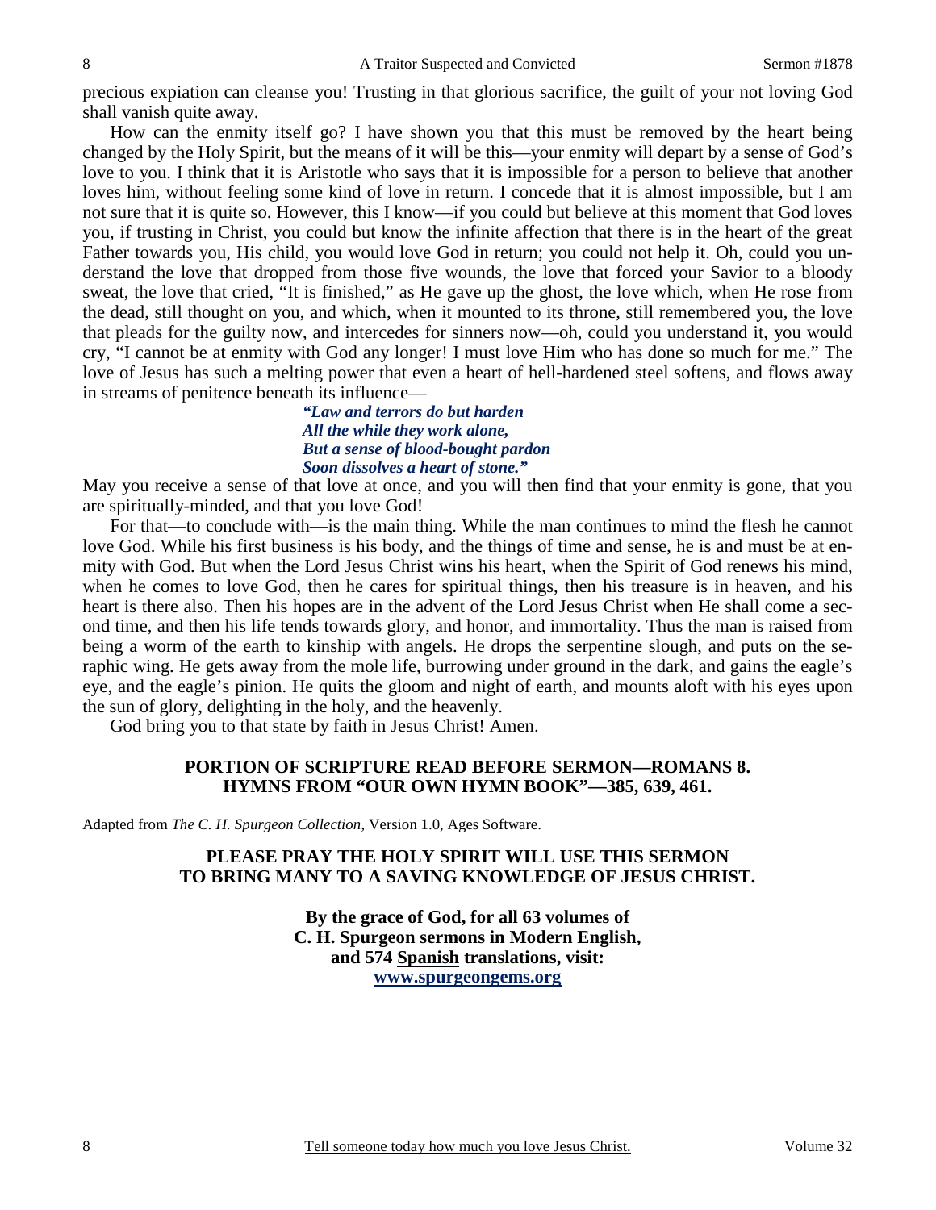precious expiation can cleanse you! Trusting in that glorious sacrifice, the guilt of your not loving God shall vanish quite away.

How can the enmity itself go? I have shown you that this must be removed by the heart being changed by the Holy Spirit, but the means of it will be this—your enmity will depart by a sense of God's love to you. I think that it is Aristotle who says that it is impossible for a person to believe that another loves him, without feeling some kind of love in return. I concede that it is almost impossible, but I am not sure that it is quite so. However, this I know—if you could but believe at this moment that God loves you, if trusting in Christ, you could but know the infinite affection that there is in the heart of the great Father towards you, His child, you would love God in return; you could not help it. Oh, could you understand the love that dropped from those five wounds, the love that forced your Savior to a bloody sweat, the love that cried, "It is finished," as He gave up the ghost, the love which, when He rose from the dead, still thought on you, and which, when it mounted to its throne, still remembered you, the love that pleads for the guilty now, and intercedes for sinners now—oh, could you understand it, you would cry, "I cannot be at enmity with God any longer! I must love Him who has done so much for me." The love of Jesus has such a melting power that even a heart of hell-hardened steel softens, and flows away in streams of penitence beneath its influence—

> ***"Law and terrors do but harden***
> ***All the while they work alone,***
> ***But a sense of blood-bought pardon***
> ***Soon dissolves a heart of stone."***

May you receive a sense of that love at once, and you will then find that your enmity is gone, that you are spiritually-minded, and that you love God!

For that—to conclude with—is the main thing. While the man continues to mind the flesh he cannot love God. While his first business is his body, and the things of time and sense, he is and must be at enmity with God. But when the Lord Jesus Christ wins his heart, when the Spirit of God renews his mind, when he comes to love God, then he cares for spiritual things, then his treasure is in heaven, and his heart is there also. Then his hopes are in the advent of the Lord Jesus Christ when He shall come a second time, and then his life tends towards glory, and honor, and immortality. Thus the man is raised from being a worm of the earth to kinship with angels. He drops the serpentine slough, and puts on the seraphic wing. He gets away from the mole life, burrowing under ground in the dark, and gains the eagle's eye, and the eagle's pinion. He quits the gloom and night of earth, and mounts aloft with his eyes upon the sun of glory, delighting in the holy, and the heavenly.

God bring you to that state by faith in Jesus Christ! Amen.

**PORTION OF SCRIPTURE READ BEFORE SERMON—ROMANS 8.**
**HYMNS FROM "OUR OWN HYMN BOOK"—385, 639, 461.**

Adapted from *The C. H. Spurgeon Collection,* Version 1.0, Ages Software.

**PLEASE PRAY THE HOLY SPIRIT WILL USE THIS SERMON TO BRING MANY TO A SAVING KNOWLEDGE OF JESUS CHRIST.**

**By the grace of God, for all 63 volumes of C. H. Spurgeon sermons in Modern English, and 574 Spanish translations, visit: www.spurgeongems.org**